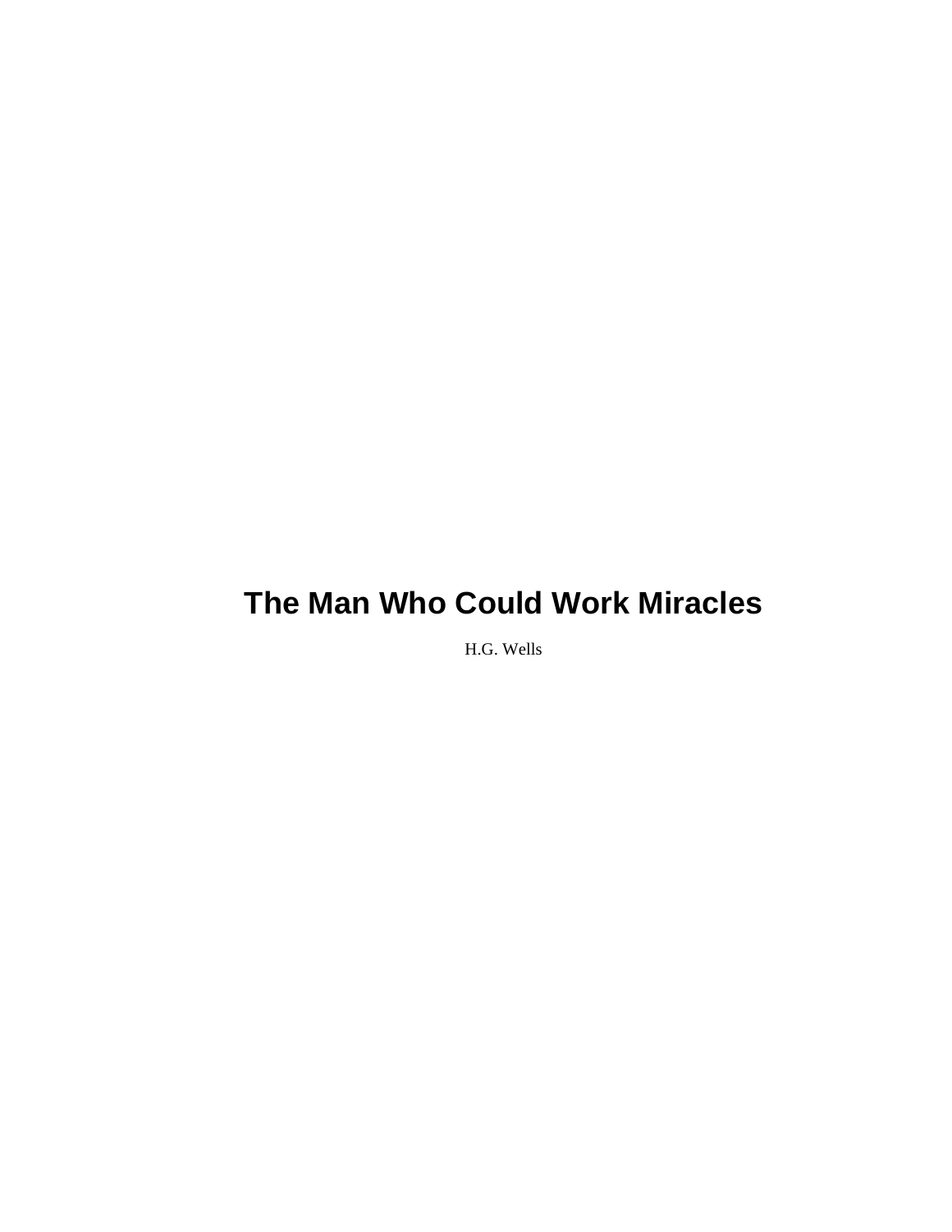# The Man Who Could Work Miracles

H.G. Wells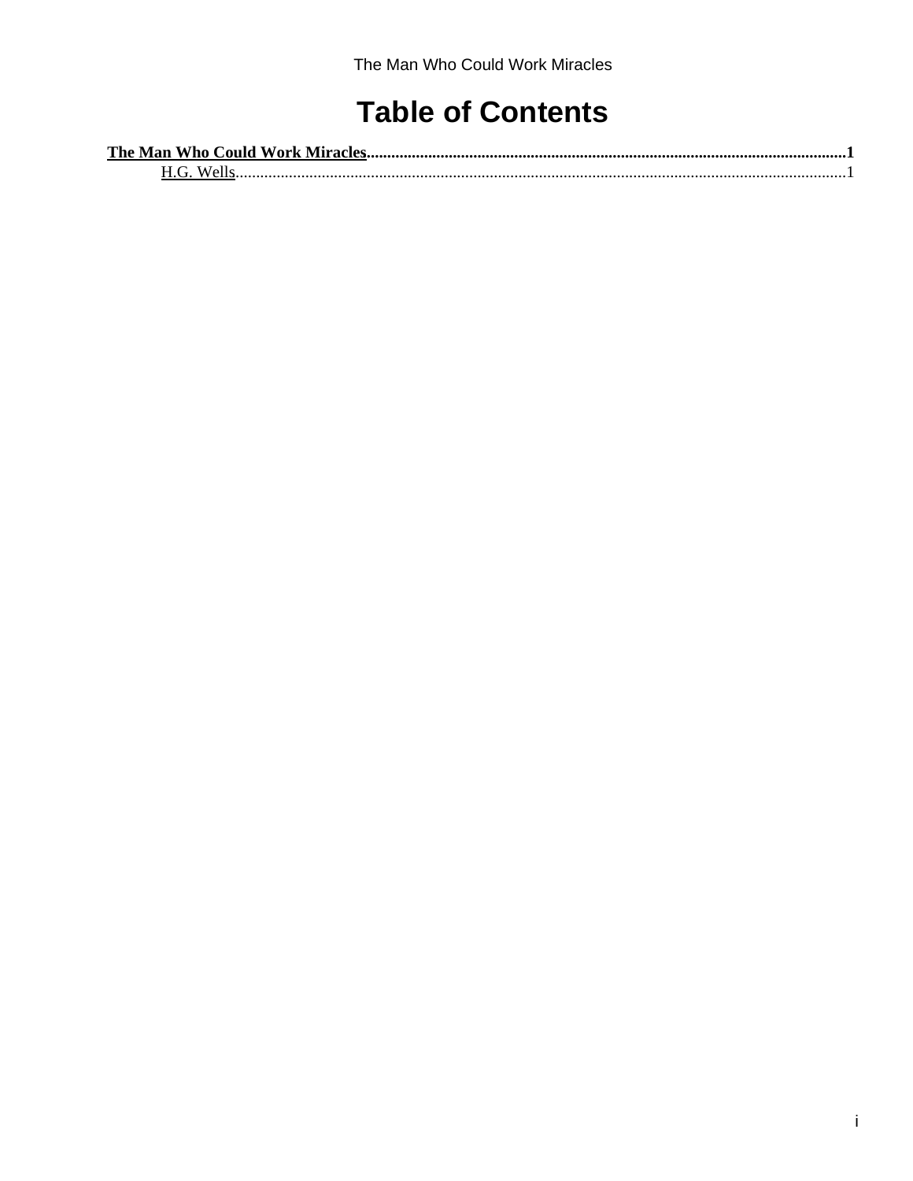# Table of Contents

**The Man Who Could Work Miracles** .......... **1**

H.G. Wells .......... 1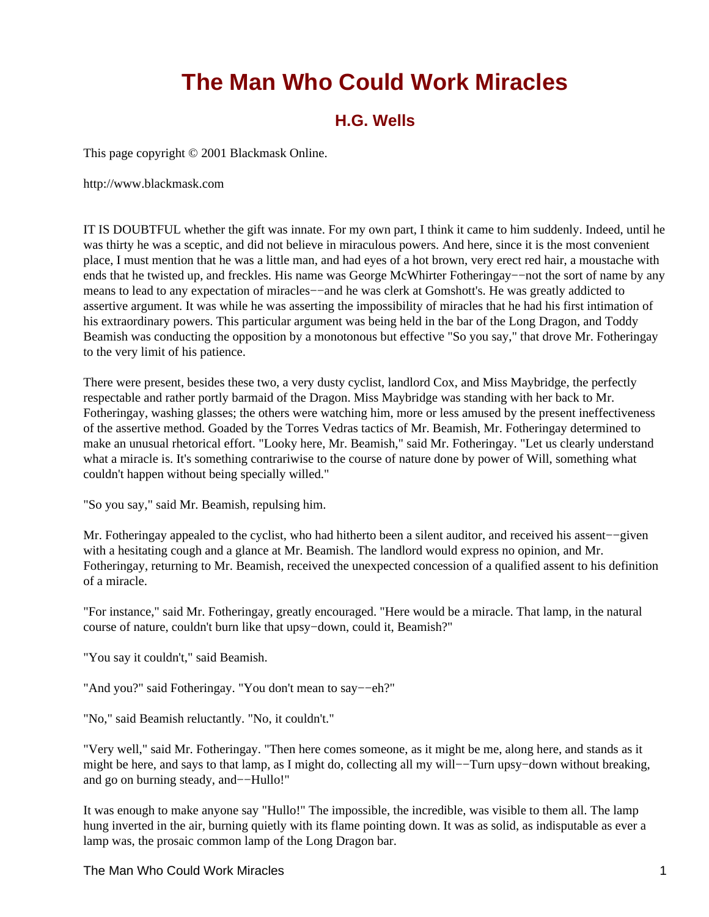# The Man Who Could Work Miracles

### H.G. Wells

This page copyright © 2001 Blackmask Online.

http://www.blackmask.com

IT IS DOUBTFUL whether the gift was innate. For my own part, I think it came to him suddenly. Indeed, until he was thirty he was a sceptic, and did not believe in miraculous powers. And here, since it is the most convenient place, I must mention that he was a little man, and had eyes of a hot brown, very erect red hair, a moustache with ends that he twisted up, and freckles. His name was George McWhirter Fotheringay−−not the sort of name by any means to lead to any expectation of miracles−−and he was clerk at Gomshott's. He was greatly addicted to assertive argument. It was while he was asserting the impossibility of miracles that he had his first intimation of his extraordinary powers. This particular argument was being held in the bar of the Long Dragon, and Toddy Beamish was conducting the opposition by a monotonous but effective "So you say," that drove Mr. Fotheringay to the very limit of his patience.

There were present, besides these two, a very dusty cyclist, landlord Cox, and Miss Maybridge, the perfectly respectable and rather portly barmaid of the Dragon. Miss Maybridge was standing with her back to Mr. Fotheringay, washing glasses; the others were watching him, more or less amused by the present ineffectiveness of the assertive method. Goaded by the Torres Vedras tactics of Mr. Beamish, Mr. Fotheringay determined to make an unusual rhetorical effort. "Looky here, Mr. Beamish," said Mr. Fotheringay. "Let us clearly understand what a miracle is. It's something contrariwise to the course of nature done by power of Will, something what couldn't happen without being specially willed."

"So you say," said Mr. Beamish, repulsing him.

Mr. Fotheringay appealed to the cyclist, who had hitherto been a silent auditor, and received his assent−−given with a hesitating cough and a glance at Mr. Beamish. The landlord would express no opinion, and Mr. Fotheringay, returning to Mr. Beamish, received the unexpected concession of a qualified assent to his definition of a miracle.

"For instance," said Mr. Fotheringay, greatly encouraged. "Here would be a miracle. That lamp, in the natural course of nature, couldn't burn like that upsy−down, could it, Beamish?"

"You say it couldn't," said Beamish.

"And you?" said Fotheringay. "You don't mean to say−−eh?"

"No," said Beamish reluctantly. "No, it couldn't."

"Very well," said Mr. Fotheringay. "Then here comes someone, as it might be me, along here, and stands as it might be here, and says to that lamp, as I might do, collecting all my will−−Turn upsy−down without breaking, and go on burning steady, and−−Hullo!"

It was enough to make anyone say "Hullo!" The impossible, the incredible, was visible to them all. The lamp hung inverted in the air, burning quietly with its flame pointing down. It was as solid, as indisputable as ever a lamp was, the prosaic common lamp of the Long Dragon bar.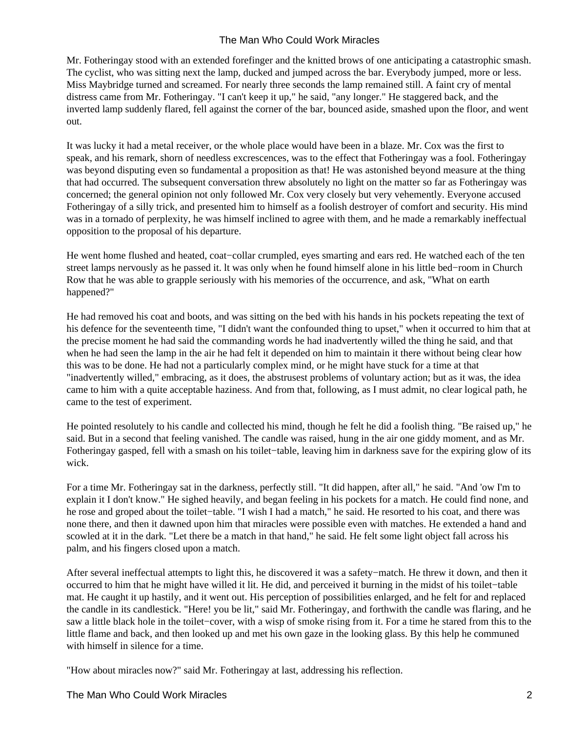Mr. Fotheringay stood with an extended forefinger and the knitted brows of one anticipating a catastrophic smash. The cyclist, who was sitting next the lamp, ducked and jumped across the bar. Everybody jumped, more or less. Miss Maybridge turned and screamed. For nearly three seconds the lamp remained still. A faint cry of mental distress came from Mr. Fotheringay. "I can't keep it up," he said, "any longer." He staggered back, and the inverted lamp suddenly flared, fell against the corner of the bar, bounced aside, smashed upon the floor, and went out.

It was lucky it had a metal receiver, or the whole place would have been in a blaze. Mr. Cox was the first to speak, and his remark, shorn of needless excrescences, was to the effect that Fotheringay was a fool. Fotheringay was beyond disputing even so fundamental a proposition as that! He was astonished beyond measure at the thing that had occurred. The subsequent conversation threw absolutely no light on the matter so far as Fotheringay was concerned; the general opinion not only followed Mr. Cox very closely but very vehemently. Everyone accused Fotheringay of a silly trick, and presented him to himself as a foolish destroyer of comfort and security. His mind was in a tornado of perplexity, he was himself inclined to agree with them, and he made a remarkably ineffectual opposition to the proposal of his departure.

He went home flushed and heated, coat−collar crumpled, eyes smarting and ears red. He watched each of the ten street lamps nervously as he passed it. lt was only when he found himself alone in his little bed−room in Church Row that he was able to grapple seriously with his memories of the occurrence, and ask, "What on earth happened?"

He had removed his coat and boots, and was sitting on the bed with his hands in his pockets repeating the text of his defence for the seventeenth time, "I didn't want the confounded thing to upset," when it occurred to him that at the precise moment he had said the commanding words he had inadvertently willed the thing he said, and that when he had seen the lamp in the air he had felt it depended on him to maintain it there without being clear how this was to be done. He had not a particularly complex mind, or he might have stuck for a time at that "inadvertently willed," embracing, as it does, the abstrusest problems of voluntary action; but as it was, the idea came to him with a quite acceptable haziness. And from that, following, as I must admit, no clear logical path, he came to the test of experiment.

He pointed resolutely to his candle and collected his mind, though he felt he did a foolish thing. "Be raised up," he said. But in a second that feeling vanished. The candle was raised, hung in the air one giddy moment, and as Mr. Fotheringay gasped, fell with a smash on his toilet−table, leaving him in darkness save for the expiring glow of its wick.

For a time Mr. Fotheringay sat in the darkness, perfectly still. "It did happen, after all," he said. "And 'ow I'm to explain it I don't know." He sighed heavily, and began feeling in his pockets for a match. He could find none, and he rose and groped about the toilet−table. "I wish I had a match," he said. He resorted to his coat, and there was none there, and then it dawned upon him that miracles were possible even with matches. He extended a hand and scowled at it in the dark. "Let there be a match in that hand," he said. He felt some light object fall across his palm, and his fingers closed upon a match.

After several ineffectual attempts to light this, he discovered it was a safety−match. He threw it down, and then it occurred to him that he might have willed it lit. He did, and perceived it burning in the midst of his toilet−table mat. He caught it up hastily, and it went out. His perception of possibilities enlarged, and he felt for and replaced the candle in its candlestick. "Here! you be lit," said Mr. Fotheringay, and forthwith the candle was flaring, and he saw a little black hole in the toilet−cover, with a wisp of smoke rising from it. For a time he stared from this to the little flame and back, and then looked up and met his own gaze in the looking glass. By this help he communed with himself in silence for a time.

"How about miracles now?" said Mr. Fotheringay at last, addressing his reflection.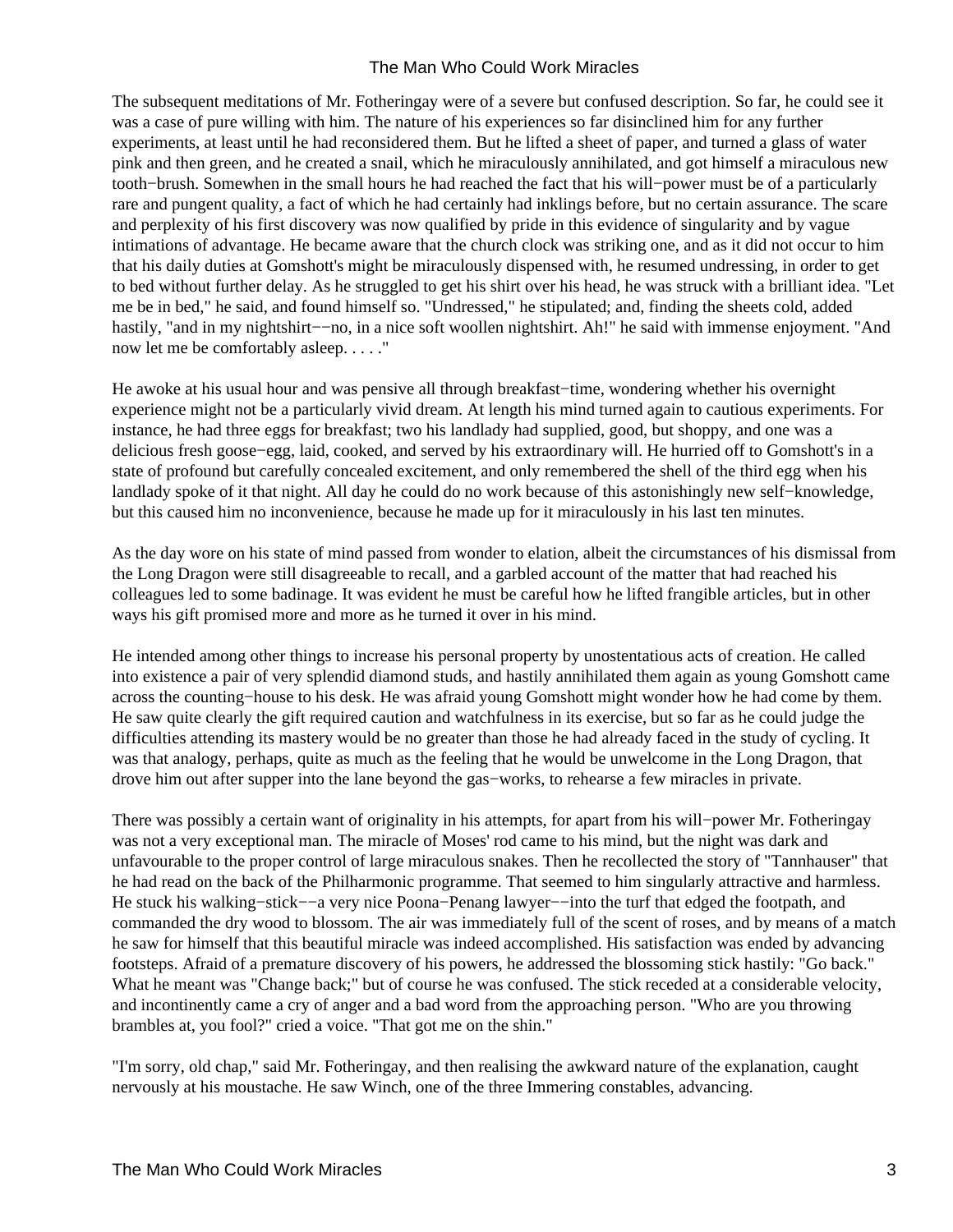The subsequent meditations of Mr. Fotheringay were of a severe but confused description. So far, he could see it was a case of pure willing with him. The nature of his experiences so far disinclined him for any further experiments, at least until he had reconsidered them. But he lifted a sheet of paper, and turned a glass of water pink and then green, and he created a snail, which he miraculously annihilated, and got himself a miraculous new tooth−brush. Somewhen in the small hours he had reached the fact that his will−power must be of a particularly rare and pungent quality, a fact of which he had certainly had inklings before, but no certain assurance. The scare and perplexity of his first discovery was now qualified by pride in this evidence of singularity and by vague intimations of advantage. He became aware that the church clock was striking one, and as it did not occur to him that his daily duties at Gomshott's might be miraculously dispensed with, he resumed undressing, in order to get to bed without further delay. As he struggled to get his shirt over his head, he was struck with a brilliant idea. "Let me be in bed," he said, and found himself so. "Undressed," he stipulated; and, finding the sheets cold, added hastily, "and in my nightshirt−−no, in a nice soft woollen nightshirt. Ah!" he said with immense enjoyment. "And now let me be comfortably asleep. . . . ."

He awoke at his usual hour and was pensive all through breakfast−time, wondering whether his overnight experience might not be a particularly vivid dream. At length his mind turned again to cautious experiments. For instance, he had three eggs for breakfast; two his landlady had supplied, good, but shoppy, and one was a delicious fresh goose−egg, laid, cooked, and served by his extraordinary will. He hurried off to Gomshott's in a state of profound but carefully concealed excitement, and only remembered the shell of the third egg when his landlady spoke of it that night. All day he could do no work because of this astonishingly new self−knowledge, but this caused him no inconvenience, because he made up for it miraculously in his last ten minutes.

As the day wore on his state of mind passed from wonder to elation, albeit the circumstances of his dismissal from the Long Dragon were still disagreeable to recall, and a garbled account of the matter that had reached his colleagues led to some badinage. It was evident he must be careful how he lifted frangible articles, but in other ways his gift promised more and more as he turned it over in his mind.

He intended among other things to increase his personal property by unostentatious acts of creation. He called into existence a pair of very splendid diamond studs, and hastily annihilated them again as young Gomshott came across the counting−house to his desk. He was afraid young Gomshott might wonder how he had come by them. He saw quite clearly the gift required caution and watchfulness in its exercise, but so far as he could judge the difficulties attending its mastery would be no greater than those he had already faced in the study of cycling. It was that analogy, perhaps, quite as much as the feeling that he would be unwelcome in the Long Dragon, that drove him out after supper into the lane beyond the gas−works, to rehearse a few miracles in private.

There was possibly a certain want of originality in his attempts, for apart from his will−power Mr. Fotheringay was not a very exceptional man. The miracle of Moses' rod came to his mind, but the night was dark and unfavourable to the proper control of large miraculous snakes. Then he recollected the story of "Tannhauser" that he had read on the back of the Philharmonic programme. That seemed to him singularly attractive and harmless. He stuck his walking−stick−−a very nice Poona−Penang lawyer−−into the turf that edged the footpath, and commanded the dry wood to blossom. The air was immediately full of the scent of roses, and by means of a match he saw for himself that this beautiful miracle was indeed accomplished. His satisfaction was ended by advancing footsteps. Afraid of a premature discovery of his powers, he addressed the blossoming stick hastily: "Go back." What he meant was "Change back;" but of course he was confused. The stick receded at a considerable velocity, and incontinently came a cry of anger and a bad word from the approaching person. "Who are you throwing brambles at, you fool?" cried a voice. "That got me on the shin."

"I'm sorry, old chap," said Mr. Fotheringay, and then realising the awkward nature of the explanation, caught nervously at his moustache. He saw Winch, one of the three Immering constables, advancing.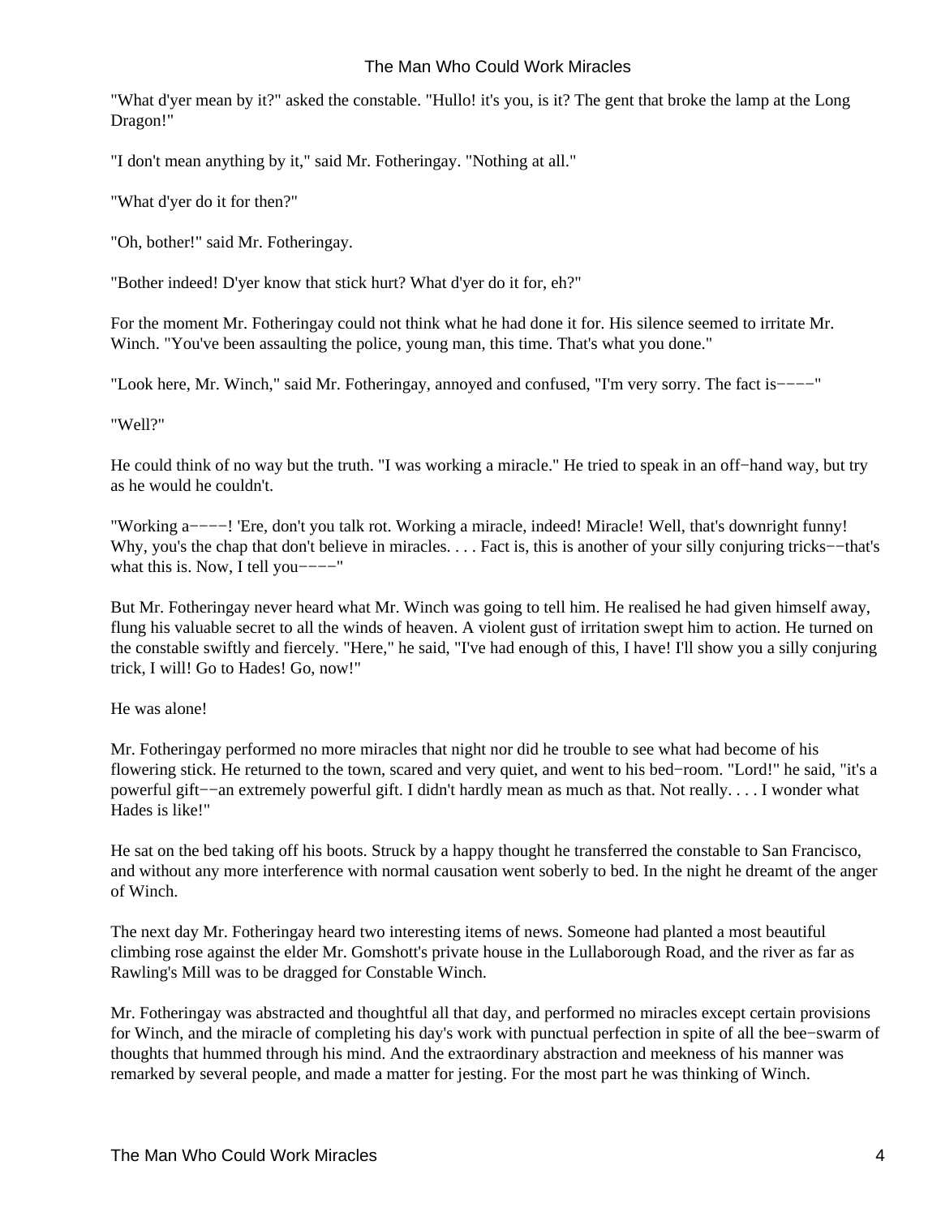"What d'yer mean by it?" asked the constable. "Hullo! it's you, is it? The gent that broke the lamp at the Long Dragon!"

"I don't mean anything by it," said Mr. Fotheringay. "Nothing at all."

"What d'yer do it for then?"

"Oh, bother!" said Mr. Fotheringay.

"Bother indeed! D'yer know that stick hurt? What d'yer do it for, eh?"

For the moment Mr. Fotheringay could not think what he had done it for. His silence seemed to irritate Mr. Winch. "You've been assaulting the police, young man, this time. That's what you done."

"Look here, Mr. Winch," said Mr. Fotheringay, annoyed and confused, "I'm very sorry. The fact is−−−−"

"Well?"

He could think of no way but the truth. "I was working a miracle." He tried to speak in an off−hand way, but try as he would he couldn't.

"Working a−−−−! 'Ere, don't you talk rot. Working a miracle, indeed! Miracle! Well, that's downright funny! Why, you's the chap that don't believe in miracles. . . . Fact is, this is another of your silly conjuring tricks−−that's what this is. Now, I tell you−−−−"

But Mr. Fotheringay never heard what Mr. Winch was going to tell him. He realised he had given himself away, flung his valuable secret to all the winds of heaven. A violent gust of irritation swept him to action. He turned on the constable swiftly and fiercely. "Here," he said, "I've had enough of this, I have! I'll show you a silly conjuring trick, I will! Go to Hades! Go, now!"

He was alone!

Mr. Fotheringay performed no more miracles that night nor did he trouble to see what had become of his flowering stick. He returned to the town, scared and very quiet, and went to his bed−room. "Lord!" he said, "it's a powerful gift−−an extremely powerful gift. I didn't hardly mean as much as that. Not really. . . . I wonder what Hades is like!"

He sat on the bed taking off his boots. Struck by a happy thought he transferred the constable to San Francisco, and without any more interference with normal causation went soberly to bed. In the night he dreamt of the anger of Winch.

The next day Mr. Fotheringay heard two interesting items of news. Someone had planted a most beautiful climbing rose against the elder Mr. Gomshott's private house in the Lullaborough Road, and the river as far as Rawling's Mill was to be dragged for Constable Winch.

Mr. Fotheringay was abstracted and thoughtful all that day, and performed no miracles except certain provisions for Winch, and the miracle of completing his day's work with punctual perfection in spite of all the bee−swarm of thoughts that hummed through his mind. And the extraordinary abstraction and meekness of his manner was remarked by several people, and made a matter for jesting. For the most part he was thinking of Winch.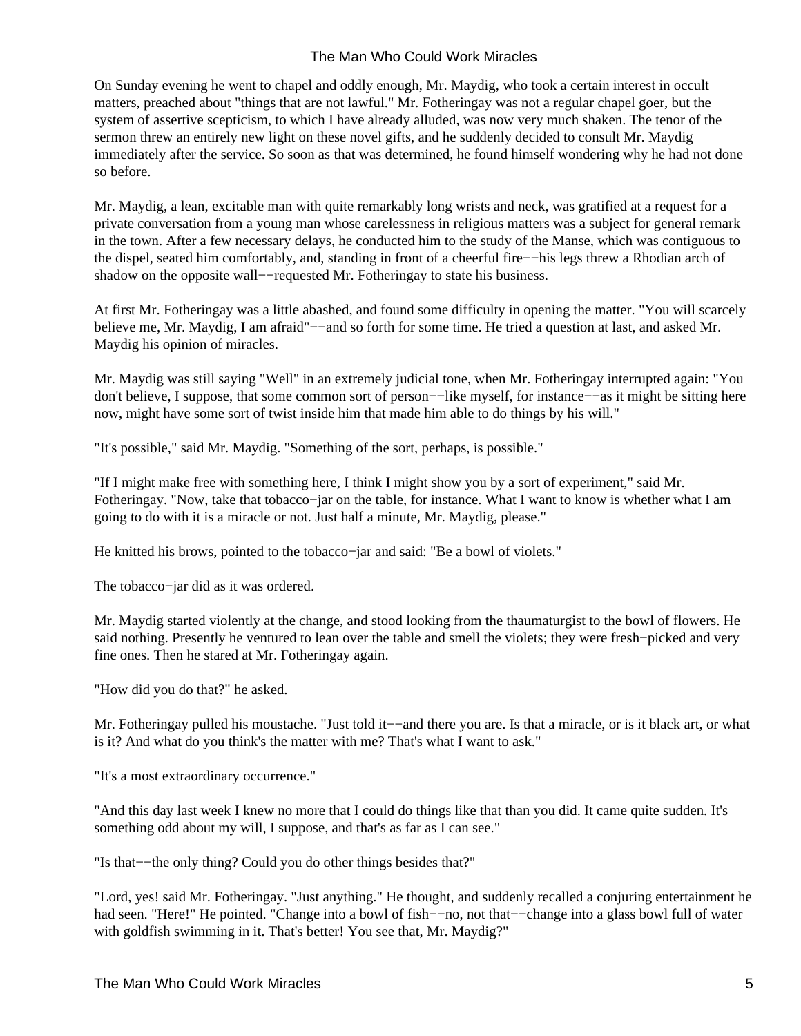On Sunday evening he went to chapel and oddly enough, Mr. Maydig, who took a certain interest in occult matters, preached about "things that are not lawful." Mr. Fotheringay was not a regular chapel goer, but the system of assertive scepticism, to which I have already alluded, was now very much shaken. The tenor of the sermon threw an entirely new light on these novel gifts, and he suddenly decided to consult Mr. Maydig immediately after the service. So soon as that was determined, he found himself wondering why he had not done so before.

Mr. Maydig, a lean, excitable man with quite remarkably long wrists and neck, was gratified at a request for a private conversation from a young man whose carelessness in religious matters was a subject for general remark in the town. After a few necessary delays, he conducted him to the study of the Manse, which was contiguous to the dispel, seated him comfortably, and, standing in front of a cheerful fire−−his legs threw a Rhodian arch of shadow on the opposite wall−−requested Mr. Fotheringay to state his business.

At first Mr. Fotheringay was a little abashed, and found some difficulty in opening the matter. "You will scarcely believe me, Mr. Maydig, I am afraid"−−and so forth for some time. He tried a question at last, and asked Mr. Maydig his opinion of miracles.

Mr. Maydig was still saying "Well" in an extremely judicial tone, when Mr. Fotheringay interrupted again: "You don't believe, I suppose, that some common sort of person−−like myself, for instance−−as it might be sitting here now, might have some sort of twist inside him that made him able to do things by his will."

"It's possible," said Mr. Maydig. "Something of the sort, perhaps, is possible."

"If I might make free with something here, I think I might show you by a sort of experiment," said Mr. Fotheringay. "Now, take that tobacco−jar on the table, for instance. What I want to know is whether what I am going to do with it is a miracle or not. Just half a minute, Mr. Maydig, please."

He knitted his brows, pointed to the tobacco−jar and said: "Be a bowl of violets."

The tobacco−jar did as it was ordered.

Mr. Maydig started violently at the change, and stood looking from the thaumaturgist to the bowl of flowers. He said nothing. Presently he ventured to lean over the table and smell the violets; they were fresh−picked and very fine ones. Then he stared at Mr. Fotheringay again.

"How did you do that?" he asked.

Mr. Fotheringay pulled his moustache. "Just told it−−and there you are. Is that a miracle, or is it black art, or what is it? And what do you think's the matter with me? That's what I want to ask."

"It's a most extraordinary occurrence."

"And this day last week I knew no more that I could do things like that than you did. It came quite sudden. It's something odd about my will, I suppose, and that's as far as I can see."

"Is that−−the only thing? Could you do other things besides that?"

"Lord, yes! said Mr. Fotheringay. "Just anything." He thought, and suddenly recalled a conjuring entertainment he had seen. "Here!" He pointed. "Change into a bowl of fish−−no, not that−−change into a glass bowl full of water with goldfish swimming in it. That's better! You see that, Mr. Maydig?"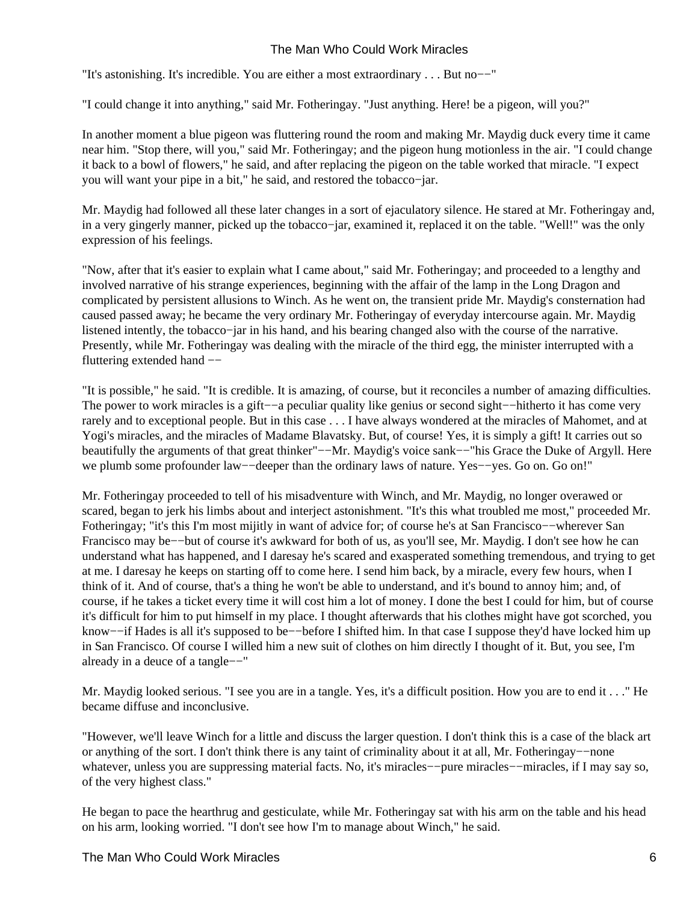"It's astonishing. It's incredible. You are either a most extraordinary . . . But no−−"

"I could change it into anything," said Mr. Fotheringay. "Just anything. Here! be a pigeon, will you?"

In another moment a blue pigeon was fluttering round the room and making Mr. Maydig duck every time it came near him. "Stop there, will you," said Mr. Fotheringay; and the pigeon hung motionless in the air. "I could change it back to a bowl of flowers," he said, and after replacing the pigeon on the table worked that miracle. "I expect you will want your pipe in a bit," he said, and restored the tobacco−jar.

Mr. Maydig had followed all these later changes in a sort of ejaculatory silence. He stared at Mr. Fotheringay and, in a very gingerly manner, picked up the tobacco−jar, examined it, replaced it on the table. "Well!" was the only expression of his feelings.

"Now, after that it's easier to explain what I came about," said Mr. Fotheringay; and proceeded to a lengthy and involved narrative of his strange experiences, beginning with the affair of the lamp in the Long Dragon and complicated by persistent allusions to Winch. As he went on, the transient pride Mr. Maydig's consternation had caused passed away; he became the very ordinary Mr. Fotheringay of everyday intercourse again. Mr. Maydig listened intently, the tobacco−jar in his hand, and his bearing changed also with the course of the narrative. Presently, while Mr. Fotheringay was dealing with the miracle of the third egg, the minister interrupted with a fluttering extended hand −−

"It is possible," he said. "It is credible. It is amazing, of course, but it reconciles a number of amazing difficulties. The power to work miracles is a gift−−a peculiar quality like genius or second sight−−hitherto it has come very rarely and to exceptional people. But in this case . . . I have always wondered at the miracles of Mahomet, and at Yogi's miracles, and the miracles of Madame Blavatsky. But, of course! Yes, it is simply a gift! It carries out so beautifully the arguments of that great thinker"−−Mr. Maydig's voice sank−−"his Grace the Duke of Argyll. Here we plumb some profounder law−−deeper than the ordinary laws of nature. Yes−−yes. Go on. Go on!"

Mr. Fotheringay proceeded to tell of his misadventure with Winch, and Mr. Maydig, no longer overawed or scared, began to jerk his limbs about and interject astonishment. "It's this what troubled me most," proceeded Mr. Fotheringay; "it's this I'm most mijitly in want of advice for; of course he's at San Francisco−−wherever San Francisco may be−−but of course it's awkward for both of us, as you'll see, Mr. Maydig. I don't see how he can understand what has happened, and I daresay he's scared and exasperated something tremendous, and trying to get at me. I daresay he keeps on starting off to come here. I send him back, by a miracle, every few hours, when I think of it. And of course, that's a thing he won't be able to understand, and it's bound to annoy him; and, of course, if he takes a ticket every time it will cost him a lot of money. I done the best I could for him, but of course it's difficult for him to put himself in my place. I thought afterwards that his clothes might have got scorched, you know−−if Hades is all it's supposed to be−−before I shifted him. In that case I suppose they'd have locked him up in San Francisco. Of course I willed him a new suit of clothes on him directly I thought of it. But, you see, I'm already in a deuce of a tangle−−"

Mr. Maydig looked serious. "I see you are in a tangle. Yes, it's a difficult position. How you are to end it . . ." He became diffuse and inconclusive.

"However, we'll leave Winch for a little and discuss the larger question. I don't think this is a case of the black art or anything of the sort. I don't think there is any taint of criminality about it at all, Mr. Fotheringay−−none whatever, unless you are suppressing material facts. No, it's miracles−−pure miracles−−miracles, if I may say so, of the very highest class."

He began to pace the hearthrug and gesticulate, while Mr. Fotheringay sat with his arm on the table and his head on his arm, looking worried. "I don't see how I'm to manage about Winch," he said.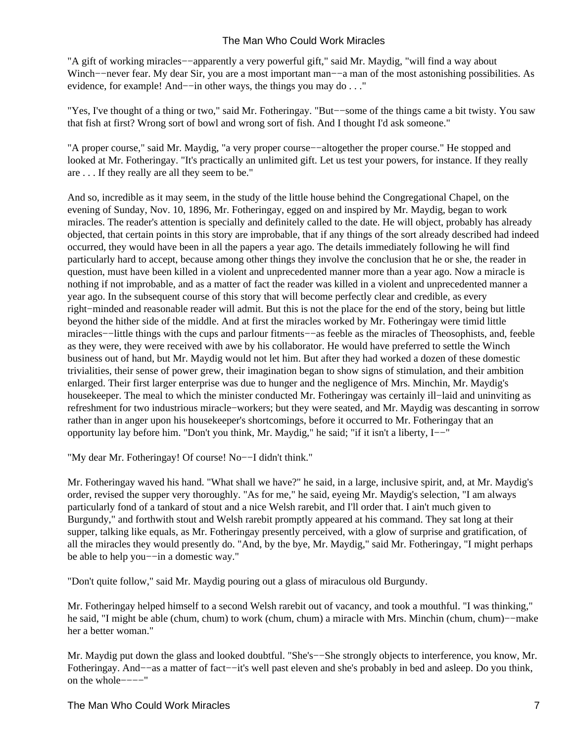"A gift of working miracles−−apparently a very powerful gift," said Mr. Maydig, "will find a way about Winch−−never fear. My dear Sir, you are a most important man−−a man of the most astonishing possibilities. As evidence, for example! And−−in other ways, the things you may do . . ."

"Yes, I've thought of a thing or two," said Mr. Fotheringay. "But−−some of the things came a bit twisty. You saw that fish at first? Wrong sort of bowl and wrong sort of fish. And I thought I'd ask someone."

"A proper course," said Mr. Maydig, "a very proper course−−altogether the proper course." He stopped and looked at Mr. Fotheringay. "It's practically an unlimited gift. Let us test your powers, for instance. If they really are . . . If they really are all they seem to be."

And so, incredible as it may seem, in the study of the little house behind the Congregational Chapel, on the evening of Sunday, Nov. 10, 1896, Mr. Fotheringay, egged on and inspired by Mr. Maydig, began to work miracles. The reader's attention is specially and definitely called to the date. He will object, probably has already objected, that certain points in this story are improbable, that if any things of the sort already described had indeed occurred, they would have been in all the papers a year ago. The details immediately following he will find particularly hard to accept, because among other things they involve the conclusion that he or she, the reader in question, must have been killed in a violent and unprecedented manner more than a year ago. Now a miracle is nothing if not improbable, and as a matter of fact the reader was killed in a violent and unprecedented manner a year ago. In the subsequent course of this story that will become perfectly clear and credible, as every right−minded and reasonable reader will admit. But this is not the place for the end of the story, being but little beyond the hither side of the middle. And at first the miracles worked by Mr. Fotheringay were timid little miracles−−little things with the cups and parlour fitments−−as feeble as the miracles of Theosophists, and, feeble as they were, they were received with awe by his collaborator. He would have preferred to settle the Winch business out of hand, but Mr. Maydig would not let him. But after they had worked a dozen of these domestic trivialities, their sense of power grew, their imagination began to show signs of stimulation, and their ambition enlarged. Their first larger enterprise was due to hunger and the negligence of Mrs. Minchin, Mr. Maydig's housekeeper. The meal to which the minister conducted Mr. Fotheringay was certainly ill−laid and uninviting as refreshment for two industrious miracle−workers; but they were seated, and Mr. Maydig was descanting in sorrow rather than in anger upon his housekeeper's shortcomings, before it occurred to Mr. Fotheringay that an opportunity lay before him. "Don't you think, Mr. Maydig," he said; "if it isn't a liberty, I−−"

"My dear Mr. Fotheringay! Of course! No−−I didn't think."

Mr. Fotheringay waved his hand. "What shall we have?" he said, in a large, inclusive spirit, and, at Mr. Maydig's order, revised the supper very thoroughly. "As for me," he said, eyeing Mr. Maydig's selection, "I am always particularly fond of a tankard of stout and a nice Welsh rarebit, and I'll order that. I ain't much given to Burgundy," and forthwith stout and Welsh rarebit promptly appeared at his command. They sat long at their supper, talking like equals, as Mr. Fotheringay presently perceived, with a glow of surprise and gratification, of all the miracles they would presently do. "And, by the bye, Mr. Maydig," said Mr. Fotheringay, "I might perhaps be able to help you−−in a domestic way."

"Don't quite follow," said Mr. Maydig pouring out a glass of miraculous old Burgundy.

Mr. Fotheringay helped himself to a second Welsh rarebit out of vacancy, and took a mouthful. "I was thinking," he said, "I might be able (chum, chum) to work (chum, chum) a miracle with Mrs. Minchin (chum, chum)−−make her a better woman."

Mr. Maydig put down the glass and looked doubtful. "She's−−She strongly objects to interference, you know, Mr. Fotheringay. And−−as a matter of fact−−it's well past eleven and she's probably in bed and asleep. Do you think, on the whole−−−−"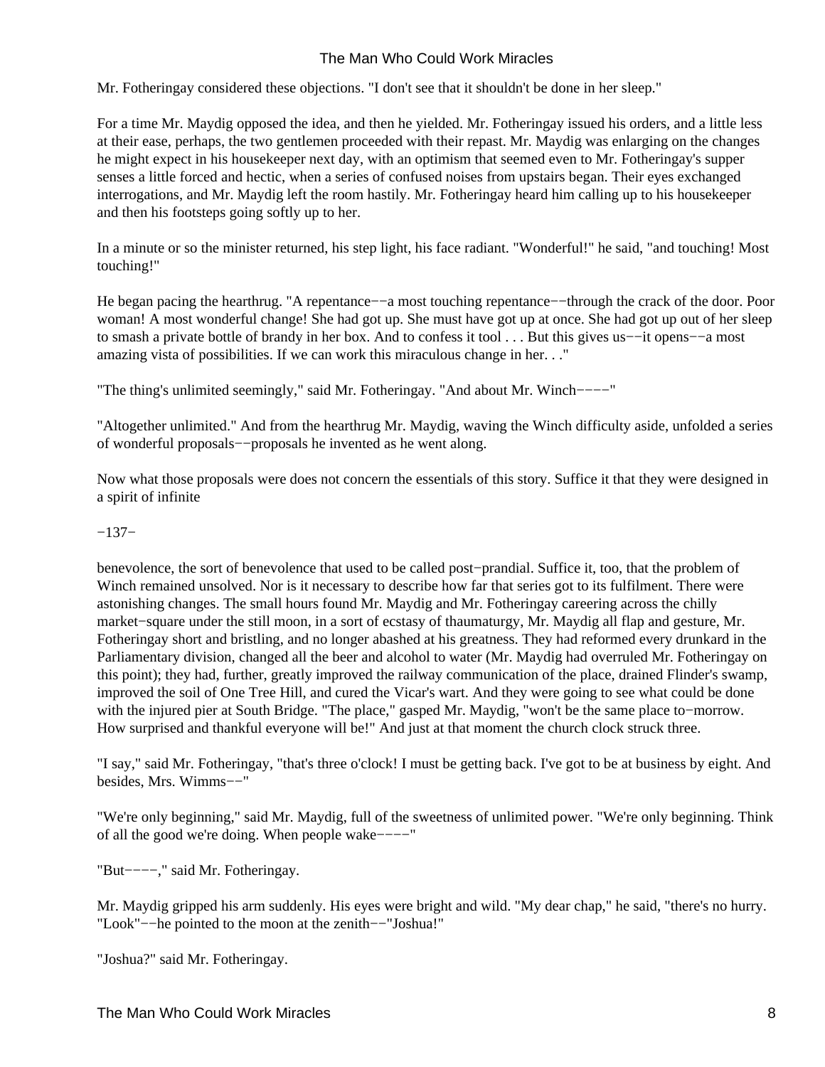Mr. Fotheringay considered these objections. "I don't see that it shouldn't be done in her sleep."

For a time Mr. Maydig opposed the idea, and then he yielded. Mr. Fotheringay issued his orders, and a little less at their ease, perhaps, the two gentlemen proceeded with their repast. Mr. Maydig was enlarging on the changes he might expect in his housekeeper next day, with an optimism that seemed even to Mr. Fotheringay's supper senses a little forced and hectic, when a series of confused noises from upstairs began. Their eyes exchanged interrogations, and Mr. Maydig left the room hastily. Mr. Fotheringay heard him calling up to his housekeeper and then his footsteps going softly up to her.

In a minute or so the minister returned, his step light, his face radiant. "Wonderful!" he said, "and touching! Most touching!"

He began pacing the hearthrug. "A repentance−−a most touching repentance−−through the crack of the door. Poor woman! A most wonderful change! She had got up. She must have got up at once. She had got up out of her sleep to smash a private bottle of brandy in her box. And to confess it tool . . . But this gives us−−it opens−−a most amazing vista of possibilities. If we can work this miraculous change in her. . ."

"The thing's unlimited seemingly," said Mr. Fotheringay. "And about Mr. Winch−−−−"

"Altogether unlimited." And from the hearthrug Mr. Maydig, waving the Winch difficulty aside, unfolded a series of wonderful proposals−−proposals he invented as he went along.

Now what those proposals were does not concern the essentials of this story. Suffice it that they were designed in a spirit of infinite benevolence, the sort of benevolence that used to be called post−prandial. Suffice it, too, that the problem of Winch remained unsolved. Nor is it necessary to describe how far that series got to its fulfilment. There were astonishing changes. The small hours found Mr. Maydig and Mr. Fotheringay careering across the chilly market−square under the still moon, in a sort of ecstasy of thaumaturgy, Mr. Maydig all flap and gesture, Mr. Fotheringay short and bristling, and no longer abashed at his greatness. They had reformed every drunkard in the Parliamentary division, changed all the beer and alcohol to water (Mr. Maydig had overruled Mr. Fotheringay on this point); they had, further, greatly improved the railway communication of the place, drained Flinder's swamp, improved the soil of One Tree Hill, and cured the Vicar's wart. And they were going to see what could be done with the injured pier at South Bridge. "The place," gasped Mr. Maydig, "won't be the same place to−morrow. How surprised and thankful everyone will be!" And just at that moment the church clock struck three.

"I say," said Mr. Fotheringay, "that's three o'clock! I must be getting back. I've got to be at business by eight. And besides, Mrs. Wimms−−"

"We're only beginning," said Mr. Maydig, full of the sweetness of unlimited power. "We're only beginning. Think of all the good we're doing. When people wake−−−−"

"But−−−−," said Mr. Fotheringay.

Mr. Maydig gripped his arm suddenly. His eyes were bright and wild. "My dear chap," he said, "there's no hurry. "Look"−−he pointed to the moon at the zenith−−"Joshua!"

"Joshua?" said Mr. Fotheringay.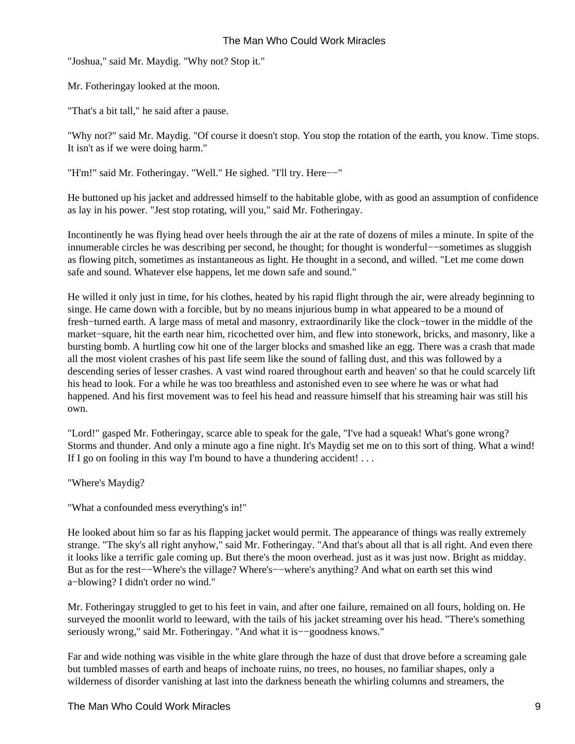"Joshua," said Mr. Maydig. "Why not? Stop it."

Mr. Fotheringay looked at the moon.

"That's a bit tall," he said after a pause.

"Why not?" said Mr. Maydig. "Of course it doesn't stop. You stop the rotation of the earth, you know. Time stops. It isn't as if we were doing harm."

"H'm!" said Mr. Fotheringay. "Well." He sighed. "I'll try. Here−−"

He buttoned up his jacket and addressed himself to the habitable globe, with as good an assumption of confidence as lay in his power. "Jest stop rotating, will you," said Mr. Fotheringay.

Incontinently he was flying head over heels through the air at the rate of dozens of miles a minute. In spite of the innumerable circles he was describing per second, he thought; for thought is wonderful−−sometimes as sluggish as flowing pitch, sometimes as instantaneous as light. He thought in a second, and willed. "Let me come down safe and sound. Whatever else happens, let me down safe and sound."

He willed it only just in time, for his clothes, heated by his rapid flight through the air, were already beginning to singe. He came down with a forcible, but by no means injurious bump in what appeared to be a mound of fresh−turned earth. A large mass of metal and masonry, extraordinarily like the clock−tower in the middle of the market−square, hit the earth near him, ricochetted over him, and flew into stonework, bricks, and masonry, like a bursting bomb. A hurtling cow hit one of the larger blocks and smashed like an egg. There was a crash that made all the most violent crashes of his past life seem like the sound of falling dust, and this was followed by a descending series of lesser crashes. A vast wind roared throughout earth and heaven' so that he could scarcely lift his head to look. For a while he was too breathless and astonished even to see where he was or what had happened. And his first movement was to feel his head and reassure himself that his streaming hair was still his own.

"Lord!" gasped Mr. Fotheringay, scarce able to speak for the gale, "I've had a squeak! What's gone wrong? Storms and thunder. And only a minute ago a fine night. It's Maydig set me on to this sort of thing. What a wind! If I go on fooling in this way I'm bound to have a thundering accident! . . .

"Where's Maydig?

"What a confounded mess everything's in!"

He looked about him so far as his flapping jacket would permit. The appearance of things was really extremely strange. "The sky's all right anyhow," said Mr. Fotheringay. "And that's about all that is all right. And even there it looks like a terrific gale coming up. But there's the moon overhead. just as it was just now. Bright as midday. But as for the rest−−Where's the village? Where's−−where's anything? And what on earth set this wind a−blowing? I didn't order no wind."

Mr. Fotheringay struggled to get to his feet in vain, and after one failure, remained on all fours, holding on. He surveyed the moonlit world to leeward, with the tails of his jacket streaming over his head. "There's something seriously wrong," said Mr. Fotheringay. "And what it is−−goodness knows."

Far and wide nothing was visible in the white glare through the haze of dust that drove before a screaming gale but tumbled masses of earth and heaps of inchoate ruins, no trees, no houses, no familiar shapes, only a wilderness of disorder vanishing at last into the darkness beneath the whirling columns and streamers, the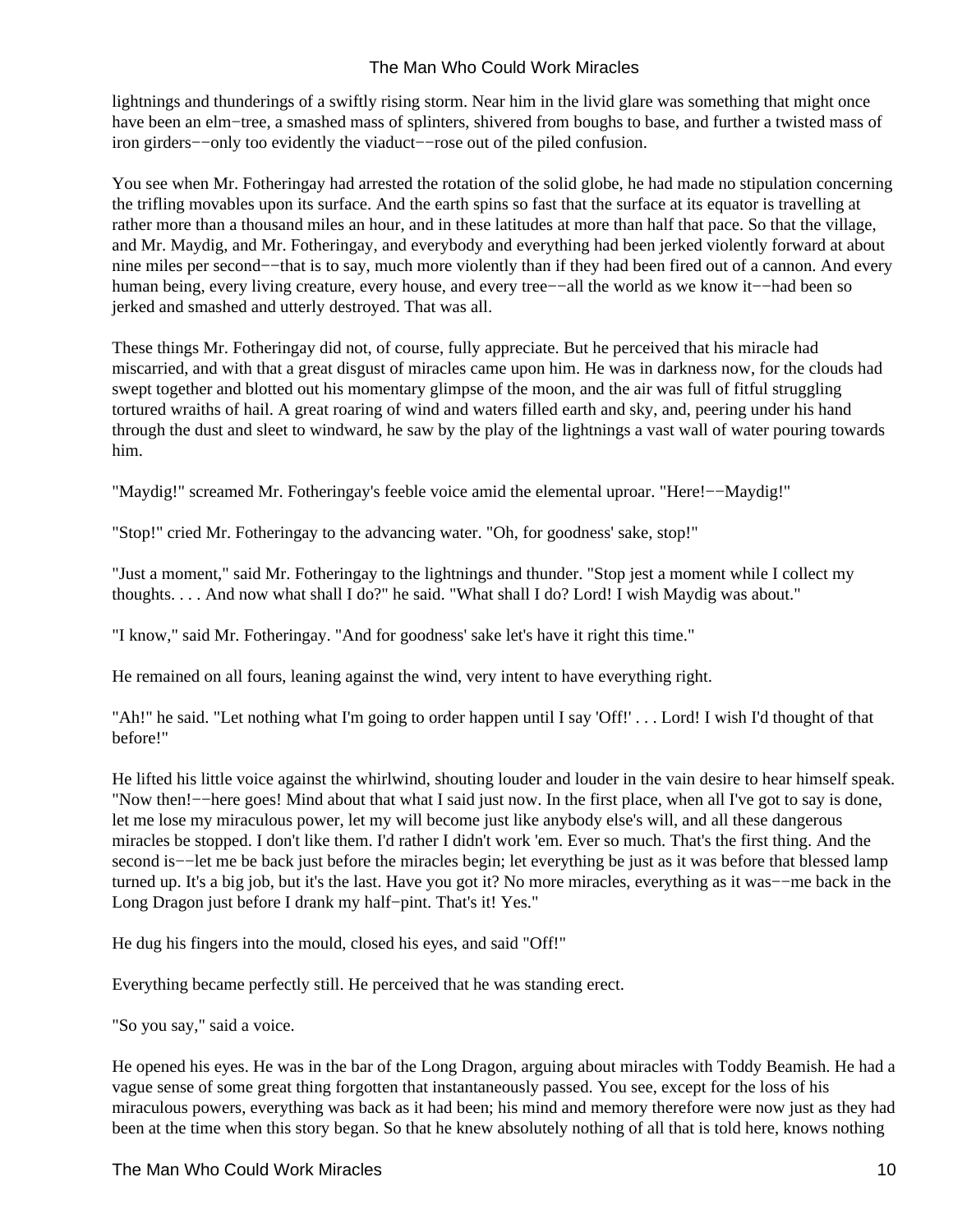lightnings and thunderings of a swiftly rising storm. Near him in the livid glare was something that might once have been an elm−tree, a smashed mass of splinters, shivered from boughs to base, and further a twisted mass of iron girders−−only too evidently the viaduct−−rose out of the piled confusion.

You see when Mr. Fotheringay had arrested the rotation of the solid globe, he had made no stipulation concerning the trifling movables upon its surface. And the earth spins so fast that the surface at its equator is travelling at rather more than a thousand miles an hour, and in these latitudes at more than half that pace. So that the village, and Mr. Maydig, and Mr. Fotheringay, and everybody and everything had been jerked violently forward at about nine miles per second−−that is to say, much more violently than if they had been fired out of a cannon. And every human being, every living creature, every house, and every tree−−all the world as we know it−−had been so jerked and smashed and utterly destroyed. That was all.

These things Mr. Fotheringay did not, of course, fully appreciate. But he perceived that his miracle had miscarried, and with that a great disgust of miracles came upon him. He was in darkness now, for the clouds had swept together and blotted out his momentary glimpse of the moon, and the air was full of fitful struggling tortured wraiths of hail. A great roaring of wind and waters filled earth and sky, and, peering under his hand through the dust and sleet to windward, he saw by the play of the lightnings a vast wall of water pouring towards him.

"Maydig!" screamed Mr. Fotheringay's feeble voice amid the elemental uproar. "Here!−−Maydig!"

"Stop!" cried Mr. Fotheringay to the advancing water. "Oh, for goodness' sake, stop!"

"Just a moment," said Mr. Fotheringay to the lightnings and thunder. "Stop jest a moment while I collect my thoughts. . . . And now what shall I do?" he said. "What shall I do? Lord! I wish Maydig was about."

"I know," said Mr. Fotheringay. "And for goodness' sake let's have it right this time."

He remained on all fours, leaning against the wind, very intent to have everything right.

"Ah!" he said. "Let nothing what I'm going to order happen until I say 'Off!' . . . Lord! I wish I'd thought of that before!"

He lifted his little voice against the whirlwind, shouting louder and louder in the vain desire to hear himself speak. "Now then!−−here goes! Mind about that what I said just now. In the first place, when all I've got to say is done, let me lose my miraculous power, let my will become just like anybody else's will, and all these dangerous miracles be stopped. I don't like them. I'd rather I didn't work 'em. Ever so much. That's the first thing. And the second is−−let me be back just before the miracles begin; let everything be just as it was before that blessed lamp turned up. It's a big job, but it's the last. Have you got it? No more miracles, everything as it was−−me back in the Long Dragon just before I drank my half−pint. That's it! Yes."

He dug his fingers into the mould, closed his eyes, and said "Off!"

Everything became perfectly still. He perceived that he was standing erect.

"So you say," said a voice.

He opened his eyes. He was in the bar of the Long Dragon, arguing about miracles with Toddy Beamish. He had a vague sense of some great thing forgotten that instantaneously passed. You see, except for the loss of his miraculous powers, everything was back as it had been; his mind and memory therefore were now just as they had been at the time when this story began. So that he knew absolutely nothing of all that is told here, knows nothing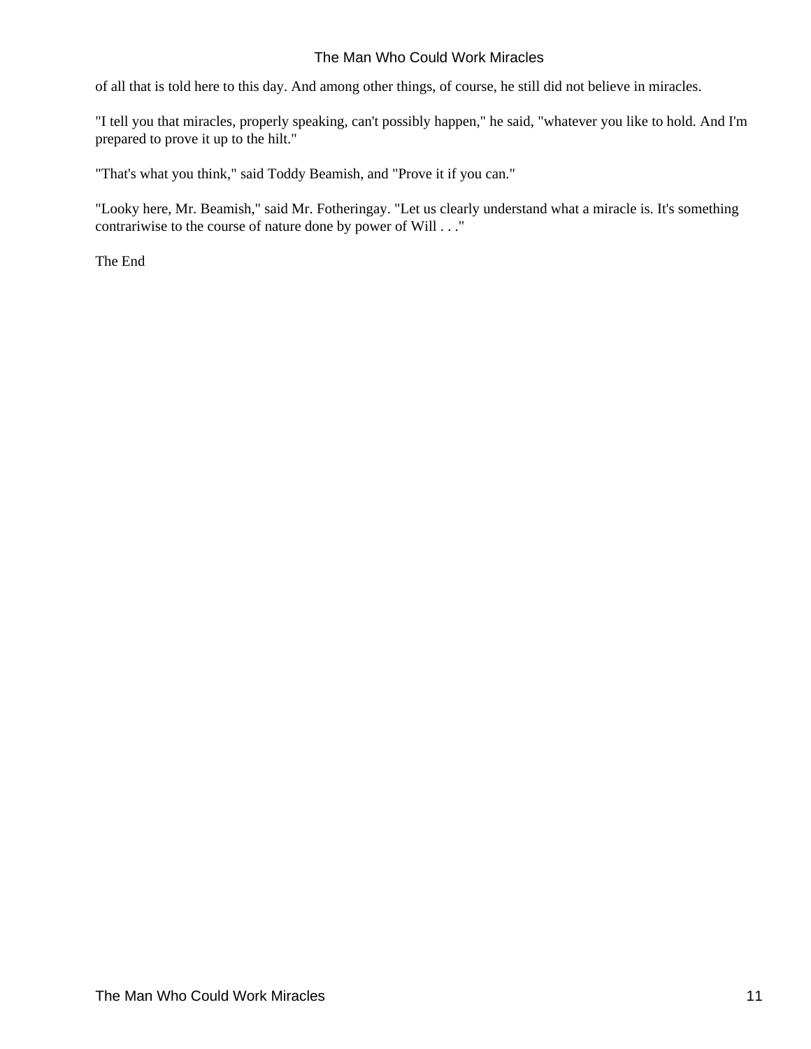of all that is told here to this day. And among other things, of course, he still did not believe in miracles.

"I tell you that miracles, properly speaking, can't possibly happen," he said, "whatever you like to hold. And I'm prepared to prove it up to the hilt."

"That's what you think," said Toddy Beamish, and "Prove it if you can."

"Looky here, Mr. Beamish," said Mr. Fotheringay. "Let us clearly understand what a miracle is. It's something contrariwise to the course of nature done by power of Will . . ."

The End